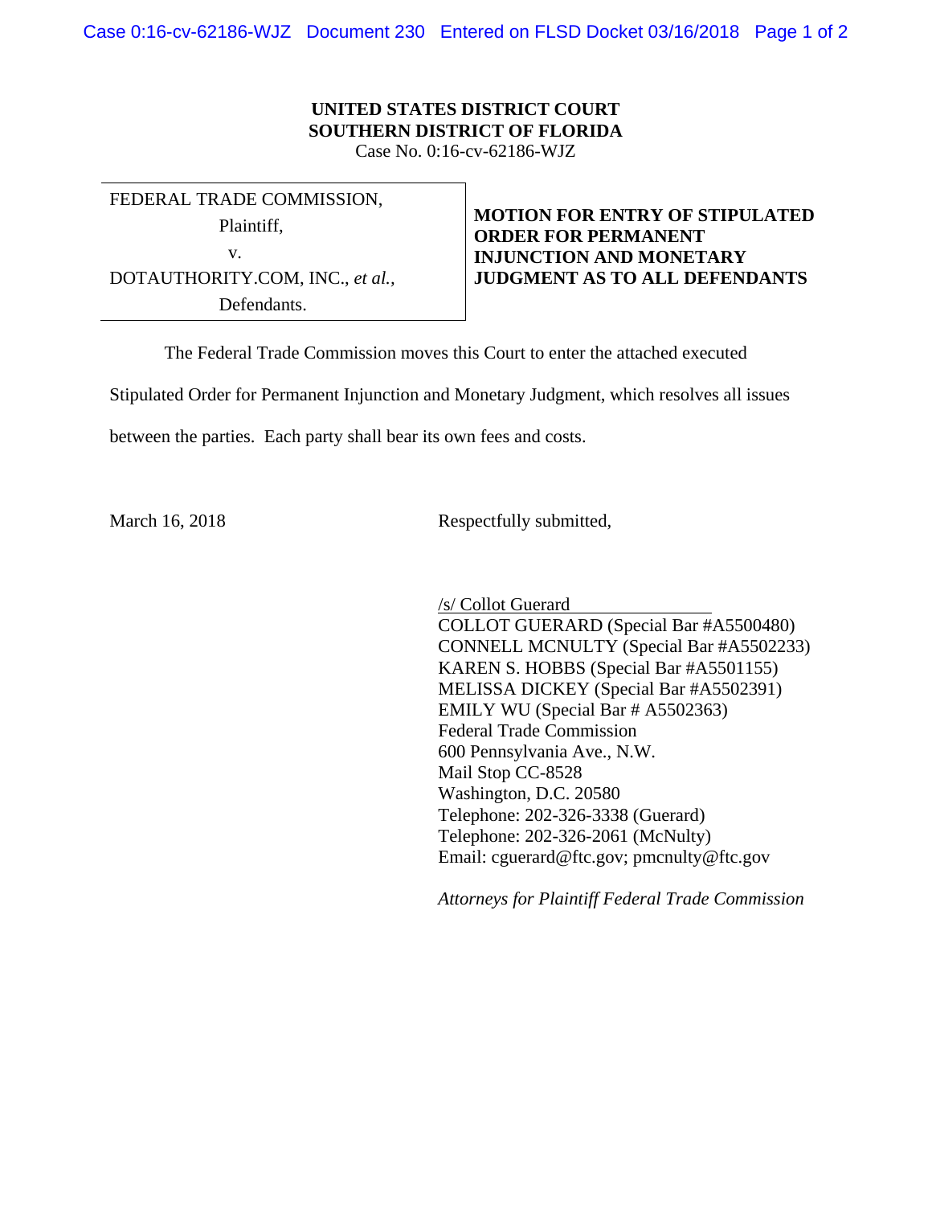**UNITED STATES DISTRICT COURT**
**SOUTHERN DISTRICT OF FLORIDA**
Case No. 0:16-cv-62186-WJZ

FEDERAL TRADE COMMISSION,
Plaintiff,
v.
DOTAUTHORITY.COM, INC., *et al.*,
Defendants.

**MOTION FOR ENTRY OF STIPULATED ORDER FOR PERMANENT INJUNCTION AND MONETARY JUDGMENT AS TO ALL DEFENDANTS**

The Federal Trade Commission moves this Court to enter the attached executed Stipulated Order for Permanent Injunction and Monetary Judgment, which resolves all issues between the parties. Each party shall bear its own fees and costs.

March 16, 2018

Respectfully submitted,

/s/ Collot Guerard
COLLOT GUERARD (Special Bar #A5500480)
CONNELL MCNULTY (Special Bar #A5502233)
KAREN S. HOBBS (Special Bar #A5501155)
MELISSA DICKEY (Special Bar #A5502391)
EMILY WU (Special Bar # A5502363)
Federal Trade Commission
600 Pennsylvania Ave., N.W.
Mail Stop CC-8528
Washington, D.C. 20580
Telephone: 202-326-3338 (Guerard)
Telephone: 202-326-2061 (McNulty)
Email: cguerard@ftc.gov; pmcnulty@ftc.gov

*Attorneys for Plaintiff Federal Trade Commission*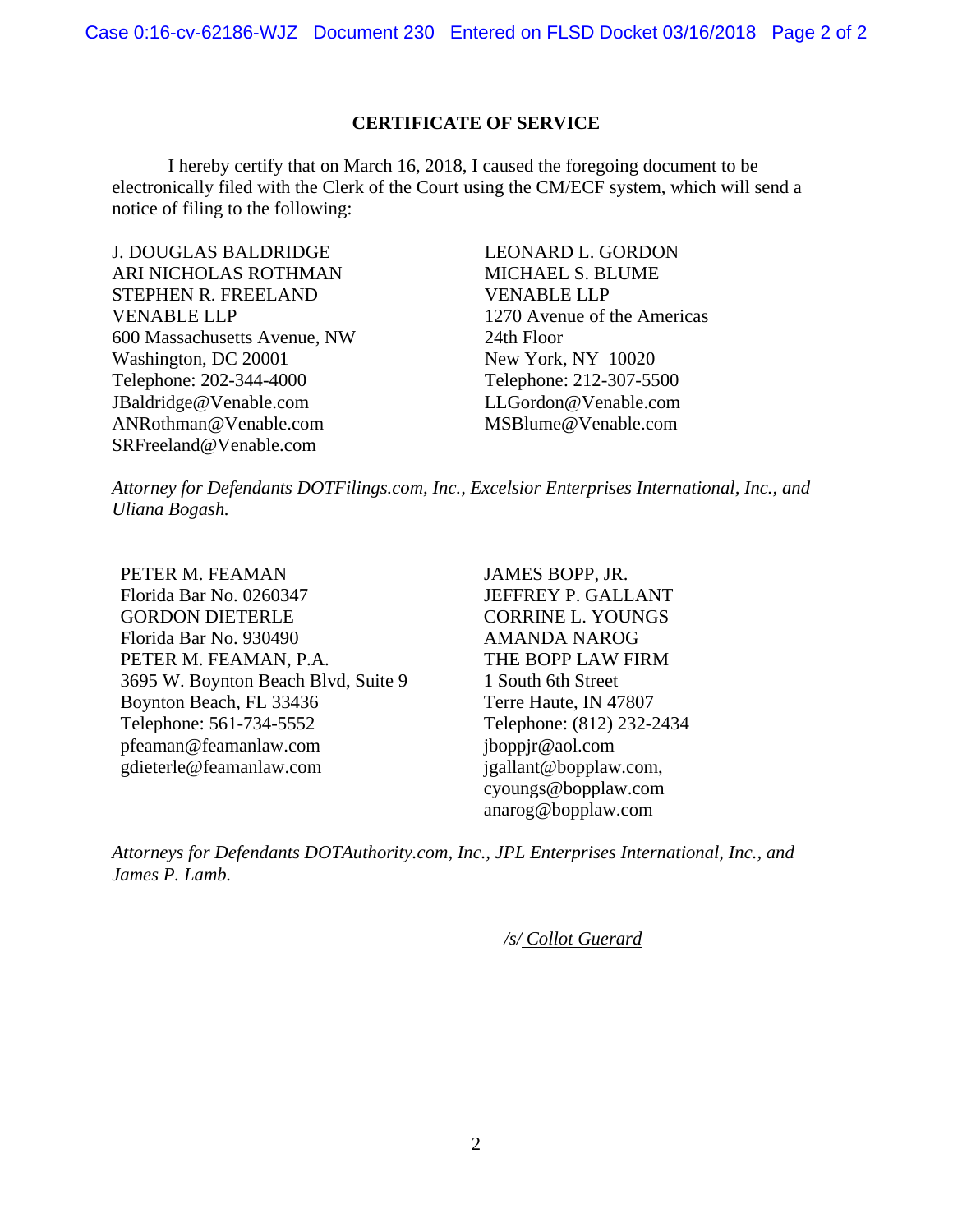## CERTIFICATE OF SERVICE

I hereby certify that on March 16, 2018, I caused the foregoing document to be electronically filed with the Clerk of the Court using the CM/ECF system, which will send a notice of filing to the following:

J. DOUGLAS BALDRIDGE
ARI NICHOLAS ROTHMAN
STEPHEN R. FREELAND
VENABLE LLP
600 Massachusetts Avenue, NW
Washington, DC 20001
Telephone: 202-344-4000
JBaldridge@Venable.com
ANRothman@Venable.com
SRFreeland@Venable.com

LEONARD L. GORDON
MICHAEL S. BLUME
VENABLE LLP
1270 Avenue of the Americas
24th Floor
New York, NY 10020
Telephone: 212-307-5500
LLGordon@Venable.com
MSBlume@Venable.com

*Attorney for Defendants DOTFilings.com, Inc., Excelsior Enterprises International, Inc., and Uliana Bogash.*

PETER M. FEAMAN
Florida Bar No. 0260347
GORDON DIETERLE
Florida Bar No. 930490
PETER M. FEAMAN, P.A.
3695 W. Boynton Beach Blvd, Suite 9
Boynton Beach, FL 33436
Telephone: 561-734-5552
pfeaman@feamanlaw.com
gdieterle@feamanlaw.com

JAMES BOPP, JR.
JEFFREY P. GALLANT
CORRINE L. YOUNGS
AMANDA NAROG
THE BOPP LAW FIRM
1 South 6th Street
Terre Haute, IN 47807
Telephone: (812) 232-2434
jboppjr@aol.com
jgallant@bopplaw.com,
cyoungs@bopplaw.com
anarog@bopplaw.com

*Attorneys for Defendants DOTAuthority.com, Inc., JPL Enterprises International, Inc., and James P. Lamb.*

*/s/ Collot Guerard*